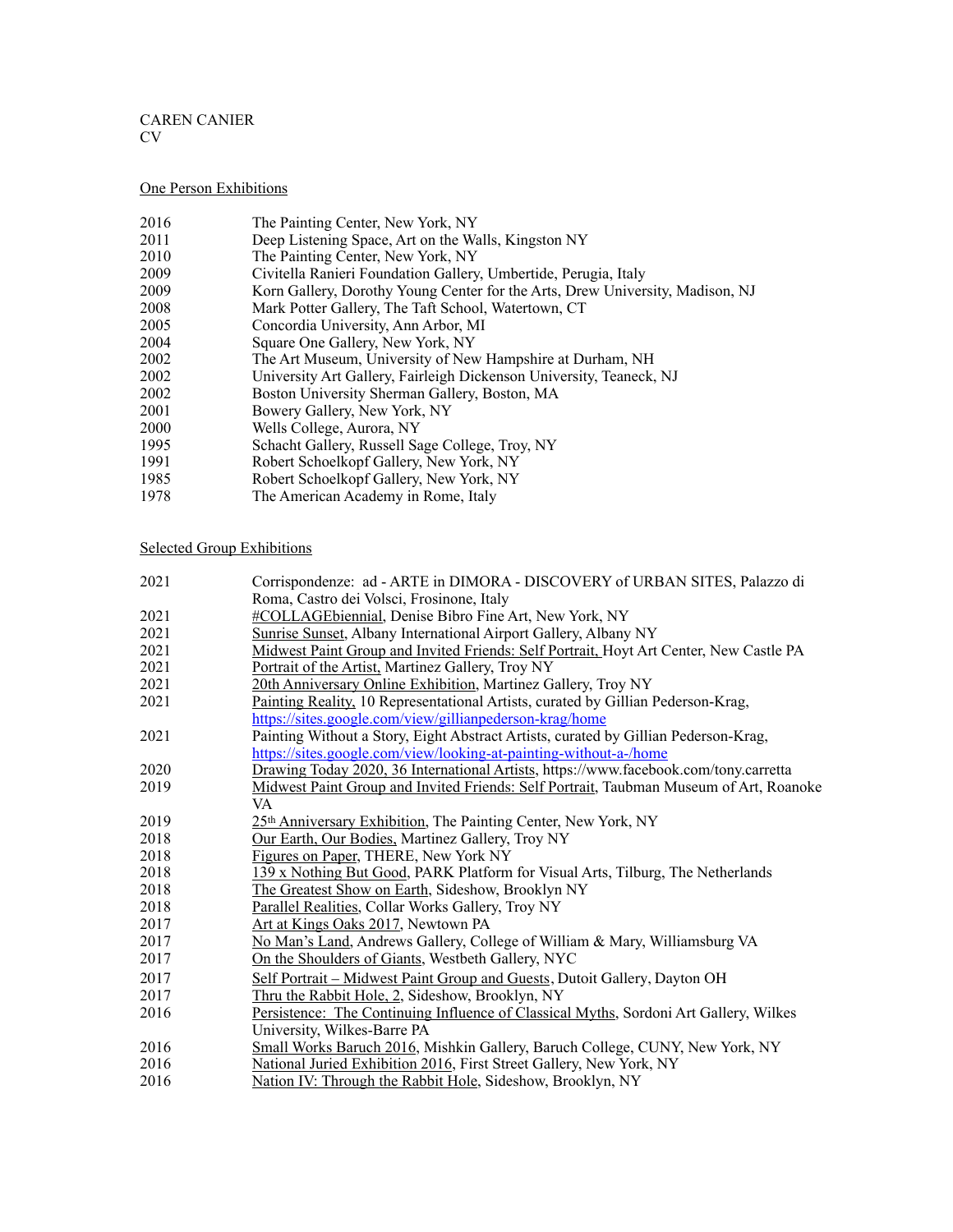CAREN CANIER
CV

## One Person Exhibitions

| | |
|---|---|
| 2016 | The Painting Center, New York, NY |
| 2011 | Deep Listening Space, Art on the Walls, Kingston NY |
| 2010 | The Painting Center, New York, NY |
| 2009 | Civitella Ranieri Foundation Gallery, Umbertide, Perugia, Italy |
| 2009 | Korn Gallery, Dorothy Young Center for the Arts, Drew University, Madison, NJ |
| 2008 | Mark Potter Gallery, The Taft School, Watertown, CT |
| 2005 | Concordia University, Ann Arbor, MI |
| 2004 | Square One Gallery, New York, NY |
| 2002 | The Art Museum, University of New Hampshire at Durham, NH |
| 2002 | University Art Gallery, Fairleigh Dickenson University, Teaneck, NJ |
| 2002 | Boston University Sherman Gallery, Boston, MA |
| 2001 | Bowery Gallery, New York, NY |
| 2000 | Wells College, Aurora, NY |
| 1995 | Schacht Gallery, Russell Sage College, Troy, NY |
| 1991 | Robert Schoelkopf Gallery, New York, NY |
| 1985 | Robert Schoelkopf Gallery, New York, NY |
| 1978 | The American Academy in Rome, Italy |

## Selected Group Exhibitions

| | |
|---|---|
| 2021 | Corrispondenze: ad - ARTE in DIMORA - DISCOVERY of URBAN SITES, Palazzo di Roma, Castro dei Volsci, Frosinone, Italy |
| 2021 | #COLLAGEbiennial, Denise Bibro Fine Art, New York, NY |
| 2021 | Sunrise Sunset, Albany International Airport Gallery, Albany NY |
| 2021 | Midwest Paint Group and Invited Friends: Self Portrait, Hoyt Art Center, New Castle PA |
| 2021 | Portrait of the Artist, Martinez Gallery, Troy NY |
| 2021 | 20th Anniversary Online Exhibition, Martinez Gallery, Troy NY |
| 2021 | Painting Reality, 10 Representational Artists, curated by Gillian Pederson-Krag, https://sites.google.com/view/gillianpederson-krag/home |
| 2021 | Painting Without a Story, Eight Abstract Artists, curated by Gillian Pederson-Krag, https://sites.google.com/view/looking-at-painting-without-a-/home |
| 2020 | Drawing Today 2020, 36 International Artists, https://www.facebook.com/tony.carretta |
| 2019 | Midwest Paint Group and Invited Friends: Self Portrait, Taubman Museum of Art, Roanoke VA |
| 2019 | 25th Anniversary Exhibition, The Painting Center, New York, NY |
| 2018 | Our Earth, Our Bodies, Martinez Gallery, Troy NY |
| 2018 | Figures on Paper, THERE, New York NY |
| 2018 | 139 x Nothing But Good, PARK Platform for Visual Arts, Tilburg, The Netherlands |
| 2018 | The Greatest Show on Earth, Sideshow, Brooklyn NY |
| 2018 | Parallel Realities, Collar Works Gallery, Troy NY |
| 2017 | Art at Kings Oaks 2017, Newtown PA |
| 2017 | No Man's Land, Andrews Gallery, College of William & Mary, Williamsburg VA |
| 2017 | On the Shoulders of Giants, Westbeth Gallery, NYC |
| 2017 | Self Portrait – Midwest Paint Group and Guests, Dutoit Gallery, Dayton OH |
| 2017 | Thru the Rabbit Hole, 2, Sideshow, Brooklyn, NY |
| 2016 | Persistence: The Continuing Influence of Classical Myths, Sordoni Art Gallery, Wilkes University, Wilkes-Barre PA |
| 2016 | Small Works Baruch 2016, Mishkin Gallery, Baruch College, CUNY, New York, NY |
| 2016 | National Juried Exhibition 2016, First Street Gallery, New York, NY |
| 2016 | Nation IV: Through the Rabbit Hole, Sideshow, Brooklyn, NY |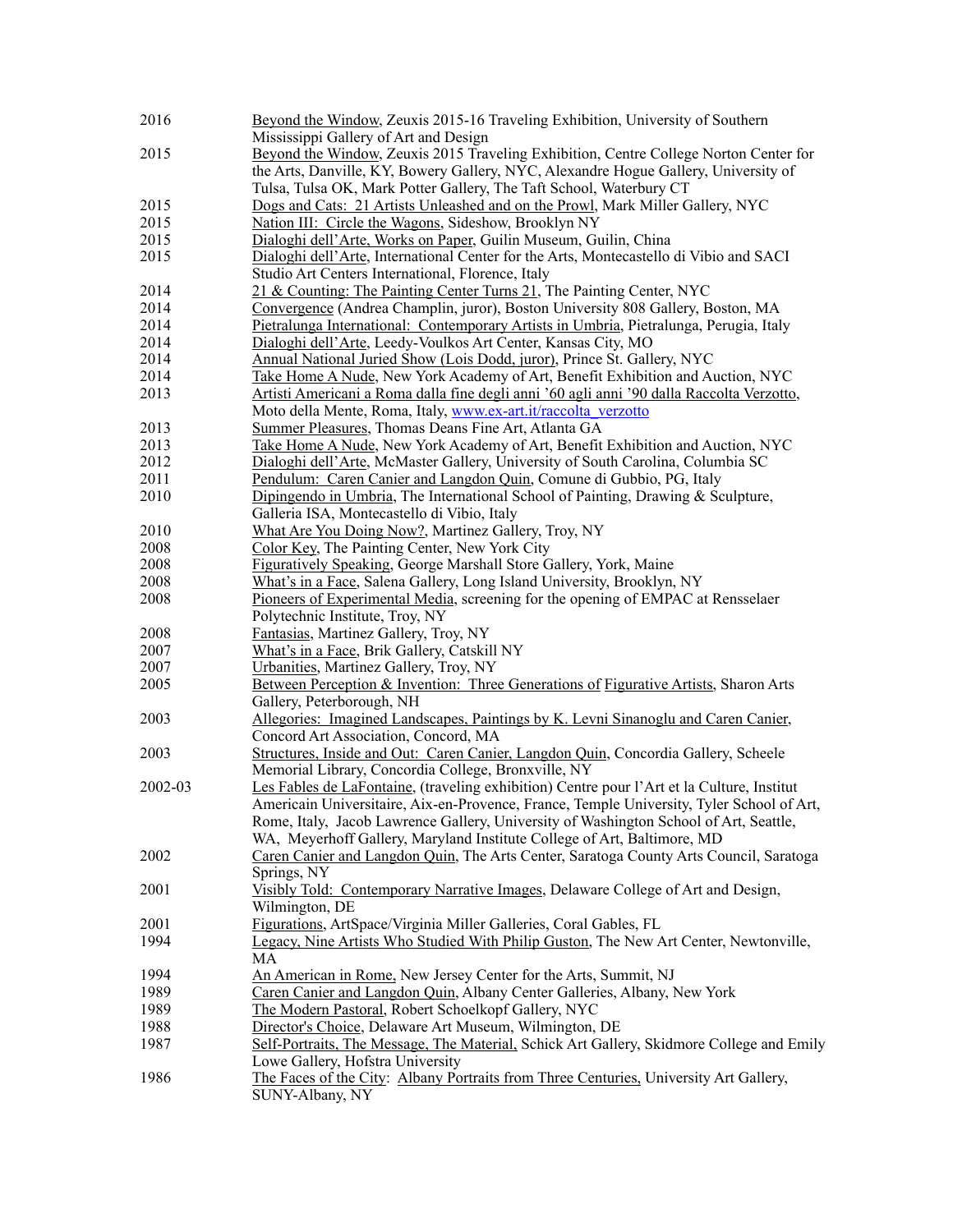| | |
|---|---|
| 2016 | Beyond the Window, Zeuxis 2015-16 Traveling Exhibition, University of Southern Mississippi Gallery of Art and Design |
| 2015 | Beyond the Window, Zeuxis 2015 Traveling Exhibition, Centre College Norton Center for the Arts, Danville, KY, Bowery Gallery, NYC, Alexandre Hogue Gallery, University of Tulsa, Tulsa OK, Mark Potter Gallery, The Taft School, Waterbury CT |
| 2015 | Dogs and Cats:  21 Artists Unleashed and on the Prowl, Mark Miller Gallery, NYC |
| 2015 | Nation III:  Circle the Wagons, Sideshow, Brooklyn NY |
| 2015 | Dialoghi dell'Arte, Works on Paper, Guilin Museum, Guilin, China |
| 2015 | Dialoghi dell'Arte, International Center for the Arts, Montecastello di Vibio and SACI Studio Art Centers International, Florence, Italy |
| 2014 | 21 & Counting: The Painting Center Turns 21, The Painting Center, NYC |
| 2014 | Convergence (Andrea Champlin, juror), Boston University 808 Gallery, Boston, MA |
| 2014 | Pietralunga International:  Contemporary Artists in Umbria, Pietralunga, Perugia, Italy |
| 2014 | Dialoghi dell'Arte, Leedy-Voulkos Art Center, Kansas City, MO |
| 2014 | Annual National Juried Show (Lois Dodd, juror), Prince St. Gallery, NYC |
| 2014 | Take Home A Nude, New York Academy of Art, Benefit Exhibition and Auction, NYC |
| 2013 | Artisti Americani a Roma dalla fine degli anni '60 agli anni '90 dalla Raccolta Verzotto, Moto della Mente, Roma, Italy, www.ex-art.it/raccolta_verzotto |
| 2013 | Summer Pleasures, Thomas Deans Fine Art, Atlanta GA |
| 2013 | Take Home A Nude, New York Academy of Art, Benefit Exhibition and Auction, NYC |
| 2012 | Dialoghi dell'Arte, McMaster Gallery, University of South Carolina, Columbia SC |
| 2011 | Pendulum:  Caren Canier and Langdon Quin, Comune di Gubbio, PG, Italy |
| 2010 | Dipingendo in Umbria, The International School of Painting, Drawing & Sculpture, Galleria ISA, Montecastello di Vibio, Italy |
| 2010 | What Are You Doing Now?, Martinez Gallery, Troy, NY |
| 2008 | Color Key, The Painting Center, New York City |
| 2008 | Figuratively Speaking, George Marshall Store Gallery, York, Maine |
| 2008 | What's in a Face, Salena Gallery, Long Island University, Brooklyn, NY |
| 2008 | Pioneers of Experimental Media, screening for the opening of EMPAC at Rensselaer Polytechnic Institute, Troy, NY |
| 2008 | Fantasias, Martinez Gallery, Troy, NY |
| 2007 | What's in a Face, Brik Gallery, Catskill NY |
| 2007 | Urbanities, Martinez Gallery, Troy, NY |
| 2005 | Between Perception & Invention:  Three Generations of Figurative Artists, Sharon Arts Gallery, Peterborough, NH |
| 2003 | Allegories:  Imagined Landscapes, Paintings by K. Levni Sinanoglu and Caren Canier, Concord Art Association, Concord, MA |
| 2003 | Structures, Inside and Out:  Caren Canier, Langdon Quin, Concordia Gallery, Scheele Memorial Library, Concordia College, Bronxville, NY |
| 2002-03 | Les Fables de LaFontaine, (traveling exhibition) Centre pour l'Art et la Culture, Institut Americain Universitaire, Aix-en-Provence, France, Temple University, Tyler School of Art, Rome, Italy,  Jacob Lawrence Gallery, University of Washington School of Art, Seattle, WA,  Meyerhoff Gallery, Maryland Institute College of Art, Baltimore, MD |
| 2002 | Caren Canier and Langdon Quin, The Arts Center, Saratoga County Arts Council, Saratoga Springs, NY |
| 2001 | Visibly Told:  Contemporary Narrative Images, Delaware College of Art and Design, Wilmington, DE |
| 2001 | Figurations, ArtSpace/Virginia Miller Galleries, Coral Gables, FL |
| 1994 | Legacy, Nine Artists Who Studied With Philip Guston, The New Art Center, Newtonville, MA |
| 1994 | An American in Rome, New Jersey Center for the Arts, Summit, NJ |
| 1989 | Caren Canier and Langdon Quin, Albany Center Galleries, Albany, New York |
| 1989 | The Modern Pastoral, Robert Schoelkopf Gallery, NYC |
| 1988 | Director's Choice, Delaware Art Museum, Wilmington, DE |
| 1987 | Self-Portraits, The Message, The Material, Schick Art Gallery, Skidmore College and Emily Lowe Gallery, Hofstra University |
| 1986 | The Faces of the City:  Albany Portraits from Three Centuries, University Art Gallery, SUNY-Albany, NY |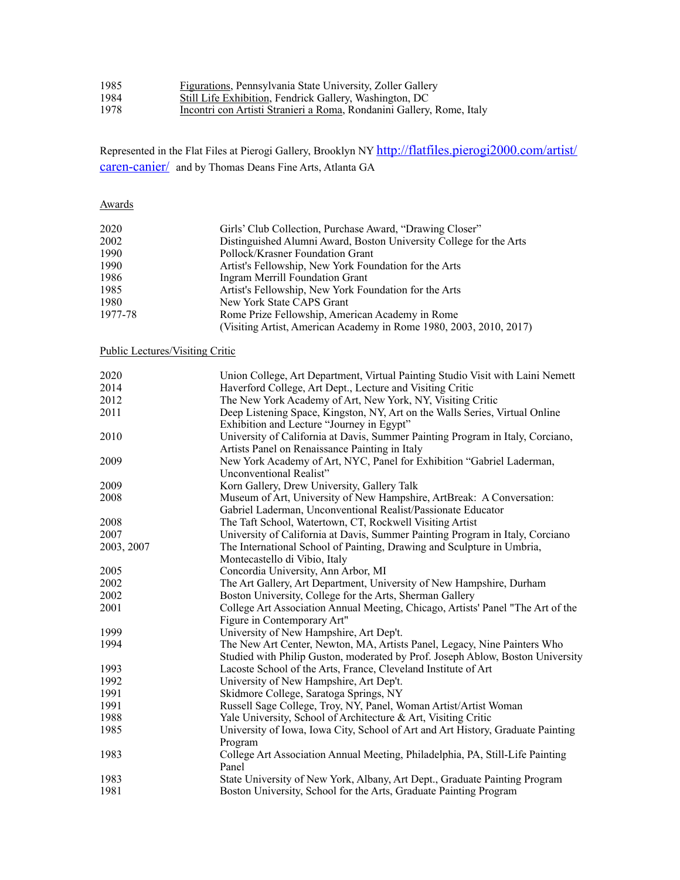1985 [Figurations], Pennsylvania State University, Zoller Gallery
1984 [Still Life Exhibition], Fendrick Gallery, Washington, DC
1978 [Incontri con Artisti Stranieri a Roma], Rondanini Gallery, Rome, Italy

Represented in the Flat Files at Pierogi Gallery, Brooklyn NY http://flatfiles.pierogi2000.com/artist/caren-canier/ and by Thomas Deans Fine Arts, Atlanta GA

## Awards

| | |
|---|---|
| 2020 | Girls' Club Collection, Purchase Award, "Drawing Closer" |
| 2002 | Distinguished Alumni Award, Boston University College for the Arts |
| 1990 | Pollock/Krasner Foundation Grant |
| 1990 | Artist's Fellowship, New York Foundation for the Arts |
| 1986 | Ingram Merrill Foundation Grant |
| 1985 | Artist's Fellowship, New York Foundation for the Arts |
| 1980 | New York State CAPS Grant |
| 1977-78 | Rome Prize Fellowship, American Academy in Rome (Visiting Artist, American Academy in Rome 1980, 2003, 2010, 2017) |

## Public Lectures/Visiting Critic

| | |
|---|---|
| 2020 | Union College, Art Department, Virtual Painting Studio Visit with Laini Nemett |
| 2014 | Haverford College, Art Dept., Lecture and Visiting Critic |
| 2012 | The New York Academy of Art, New York, NY, Visiting Critic |
| 2011 | Deep Listening Space, Kingston, NY, Art on the Walls Series, Virtual Online Exhibition and Lecture "Journey in Egypt" |
| 2010 | University of California at Davis, Summer Painting Program in Italy, Corciano, Artists Panel on Renaissance Painting in Italy |
| 2009 | New York Academy of Art, NYC, Panel for Exhibition "Gabriel Laderman, Unconventional Realist" |
| 2009 | Korn Gallery, Drew University, Gallery Talk |
| 2008 | Museum of Art, University of New Hampshire, ArtBreak: A Conversation: Gabriel Laderman, Unconventional Realist/Passionate Educator |
| 2008 | The Taft School, Watertown, CT, Rockwell Visiting Artist |
| 2007 | University of California at Davis, Summer Painting Program in Italy, Corciano |
| 2003, 2007 | The International School of Painting, Drawing and Sculpture in Umbria, Montecastello di Vibio, Italy |
| 2005 | Concordia University, Ann Arbor, MI |
| 2002 | The Art Gallery, Art Department, University of New Hampshire, Durham |
| 2002 | Boston University, College for the Arts, Sherman Gallery |
| 2001 | College Art Association Annual Meeting, Chicago, Artists' Panel "The Art of the Figure in Contemporary Art" |
| 1999 | University of New Hampshire, Art Dep't. |
| 1994 | The New Art Center, Newton, MA, Artists Panel, Legacy, Nine Painters Who Studied with Philip Guston, moderated by Prof. Joseph Ablow, Boston University |
| 1993 | Lacoste School of the Arts, France, Cleveland Institute of Art |
| 1992 | University of New Hampshire, Art Dep't. |
| 1991 | Skidmore College, Saratoga Springs, NY |
| 1991 | Russell Sage College, Troy, NY, Panel, Woman Artist/Artist Woman |
| 1988 | Yale University, School of Architecture & Art, Visiting Critic |
| 1985 | University of Iowa, Iowa City, School of Art and Art History, Graduate Painting Program |
| 1983 | College Art Association Annual Meeting, Philadelphia, PA, Still-Life Painting Panel |
| 1983 | State University of New York, Albany, Art Dept., Graduate Painting Program |
| 1981 | Boston University, School for the Arts, Graduate Painting Program |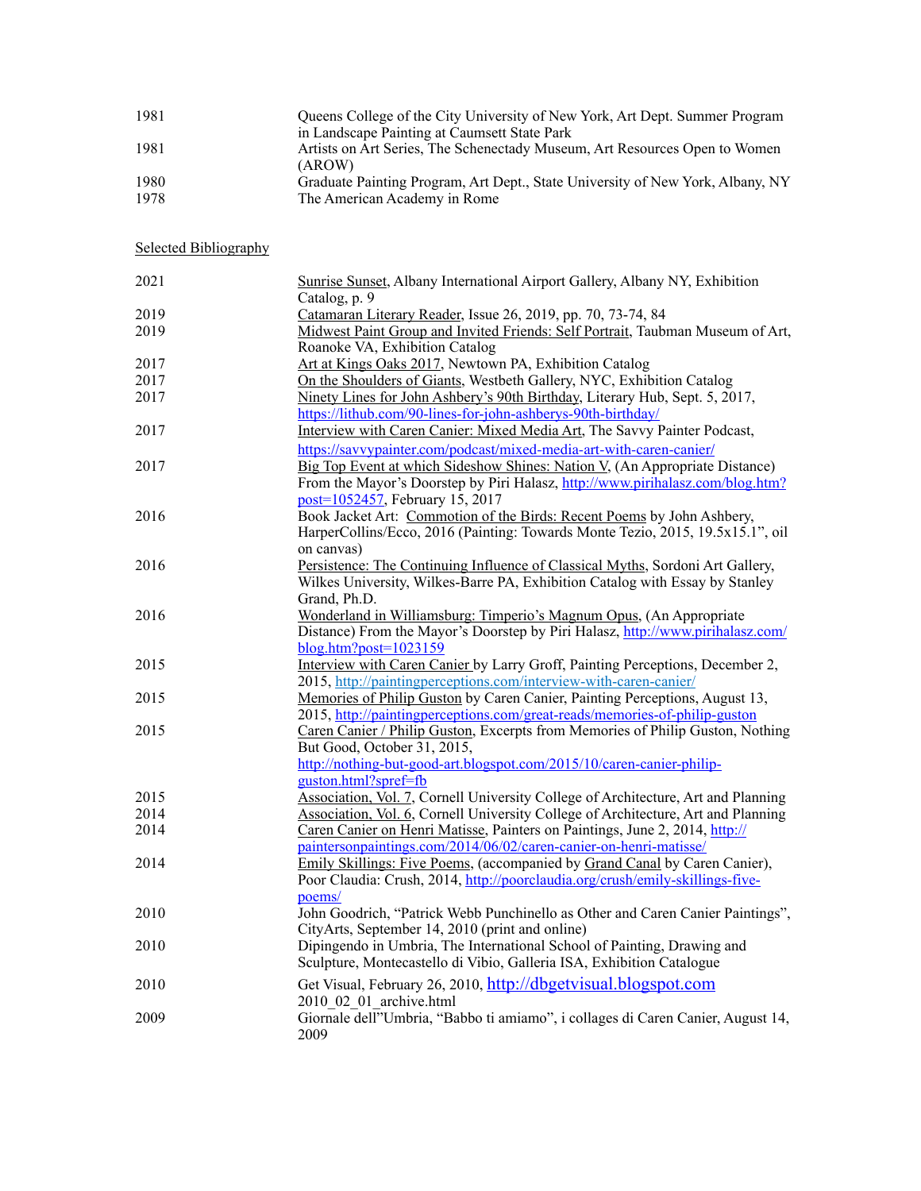| | |
|---|---|
| 1981 | Queens College of the City University of New York, Art Dept. Summer Program in Landscape Painting at Caumsett State Park |
| 1981 | Artists on Art Series, The Schenectady Museum, Art Resources Open to Women (AROW) |
| 1980 | Graduate Painting Program, Art Dept., State University of New York, Albany, NY |
| 1978 | The American Academy in Rome |

## Selected Bibliography

| | |
|---|---|
| 2021 | Sunrise Sunset, Albany International Airport Gallery, Albany NY, Exhibition Catalog, p. 9 |
| 2019 | Catamaran Literary Reader, Issue 26, 2019, pp. 70, 73-74, 84 |
| 2019 | Midwest Paint Group and Invited Friends: Self Portrait, Taubman Museum of Art, Roanoke VA, Exhibition Catalog |
| 2017 | Art at Kings Oaks 2017, Newtown PA, Exhibition Catalog |
| 2017 | On the Shoulders of Giants, Westbeth Gallery, NYC, Exhibition Catalog |
| 2017 | Ninety Lines for John Ashbery's 90th Birthday, Literary Hub, Sept. 5, 2017, https://lithub.com/90-lines-for-john-ashberys-90th-birthday/ |
| 2017 | Interview with Caren Canier: Mixed Media Art, The Savvy Painter Podcast, https://savvypainter.com/podcast/mixed-media-art-with-caren-canier/ |
| 2017 | Big Top Event at which Sideshow Shines: Nation V, (An Appropriate Distance) From the Mayor's Doorstep by Piri Halasz, http://www.pirihalasz.com/blog.htm?post=1052457, February 15, 2017 |
| 2016 | Book Jacket Art: Commotion of the Birds: Recent Poems by John Ashbery, HarperCollins/Ecco, 2016 (Painting: Towards Monte Tezio, 2015, 19.5x15.1", oil on canvas) |
| 2016 | Persistence: The Continuing Influence of Classical Myths, Sordoni Art Gallery, Wilkes University, Wilkes-Barre PA, Exhibition Catalog with Essay by Stanley Grand, Ph.D. |
| 2016 | Wonderland in Williamsburg: Timperio's Magnum Opus, (An Appropriate Distance) From the Mayor's Doorstep by Piri Halasz, http://www.pirihalasz.com/blog.htm?post=1023159 |
| 2015 | Interview with Caren Canier by Larry Groff, Painting Perceptions, December 2, 2015, http://paintingperceptions.com/interview-with-caren-canier/ |
| 2015 | Memories of Philip Guston by Caren Canier, Painting Perceptions, August 13, 2015, http://paintingperceptions.com/great-reads/memories-of-philip-guston |
| 2015 | Caren Canier / Philip Guston, Excerpts from Memories of Philip Guston, Nothing But Good, October 31, 2015, http://nothing-but-good-art.blogspot.com/2015/10/caren-canier-philip-guston.html?spref=fb |
| 2015 | Association, Vol. 7, Cornell University College of Architecture, Art and Planning |
| 2014 | Association, Vol. 6, Cornell University College of Architecture, Art and Planning |
| 2014 | Caren Canier on Henri Matisse, Painters on Paintings, June 2, 2014, http://paintersonpaintings.com/2014/06/02/caren-canier-on-henri-matisse/ |
| 2014 | Emily Skillings: Five Poems, (accompanied by Grand Canal by Caren Canier), Poor Claudia: Crush, 2014, http://poorclaudia.org/crush/emily-skillings-five-poems/ |
| 2010 | John Goodrich, "Patrick Webb Punchinello as Other and Caren Canier Paintings", CityArts, September 14, 2010 (print and online) |
| 2010 | Dipingendo in Umbria, The International School of Painting, Drawing and Sculpture, Montecastello di Vibio, Galleria ISA, Exhibition Catalogue |
| 2010 | Get Visual, February 26, 2010, http://dbgetvisual.blogspot.com 2010_02_01_archive.html |
| 2009 | Giornale dell"Umbria, "Babbo ti amiamo", i collages di Caren Canier, August 14, 2009 |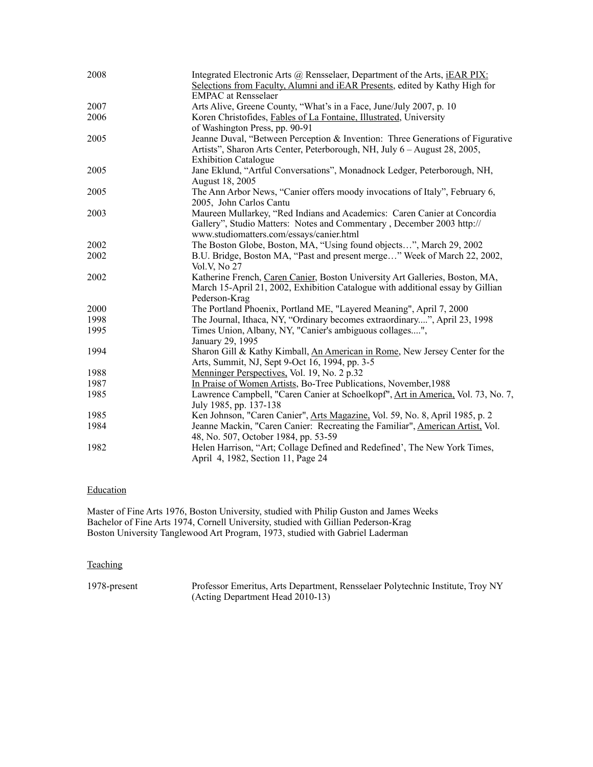| | |
|---|---|
| 2008 | Integrated Electronic Arts @ Rensselaer, Department of the Arts, iEAR PIX: Selections from Faculty, Alumni and iEAR Presents, edited by Kathy High for EMPAC at Rensselaer |
| 2007 | Arts Alive, Greene County, "What's in a Face, June/July 2007, p. 10 |
| 2006 | Koren Christofides, Fables of La Fontaine, Illustrated, University of Washington Press, pp. 90-91 |
| 2005 | Jeanne Duval, "Between Perception & Invention: Three Generations of Figurative Artists", Sharon Arts Center, Peterborough, NH, July 6 – August 28, 2005, Exhibition Catalogue |
| 2005 | Jane Eklund, "Artful Conversations", Monadnock Ledger, Peterborough, NH, August 18, 2005 |
| 2005 | The Ann Arbor News, "Canier offers moody invocations of Italy", February 6, 2005, John Carlos Cantu |
| 2003 | Maureen Mullarkey, "Red Indians and Academics: Caren Canier at Concordia Gallery", Studio Matters: Notes and Commentary , December 2003 http://www.studiomatters.com/essays/canier.html |
| 2002 | The Boston Globe, Boston, MA, "Using found objects…", March 29, 2002 |
| 2002 | B.U. Bridge, Boston MA, "Past and present merge…" Week of March 22, 2002, Vol.V, No 27 |
| 2002 | Katherine French, Caren Canier, Boston University Art Galleries, Boston, MA, March 15-April 21, 2002, Exhibition Catalogue with additional essay by Gillian Pederson-Krag |
| 2000 | The Portland Phoenix, Portland ME, "Layered Meaning", April 7, 2000 |
| 1998 | The Journal, Ithaca, NY, "Ordinary becomes extraordinary....", April 23, 1998 |
| 1995 | Times Union, Albany, NY, "Canier's ambiguous collages....", January 29, 1995 |
| 1994 | Sharon Gill & Kathy Kimball, An American in Rome, New Jersey Center for the Arts, Summit, NJ, Sept 9-Oct 16, 1994, pp. 3-5 |
| 1988 | Menninger Perspectives, Vol. 19, No. 2 p.32 |
| 1987 | In Praise of Women Artists, Bo-Tree Publications, November,1988 |
| 1985 | Lawrence Campbell, "Caren Canier at Schoelkopf", Art in America, Vol. 73, No. 7, July 1985, pp. 137-138 |
| 1985 | Ken Johnson, "Caren Canier", Arts Magazine, Vol. 59, No. 8, April 1985, p. 2 |
| 1984 | Jeanne Mackin, "Caren Canier: Recreating the Familiar", American Artist, Vol. 48, No. 507, October 1984, pp. 53-59 |
| 1982 | Helen Harrison, "Art; Collage Defined and Redefined', The New York Times, April 4, 1982, Section 11, Page 24 |

## Education

Master of Fine Arts 1976, Boston University, studied with Philip Guston and James Weeks
Bachelor of Fine Arts 1974, Cornell University, studied with Gillian Pederson-Krag
Boston University Tanglewood Art Program, 1973, studied with Gabriel Laderman

## Teaching

| | |
|---|---|
| 1978-present | Professor Emeritus, Arts Department, Rensselaer Polytechnic Institute, Troy NY (Acting Department Head 2010-13) |